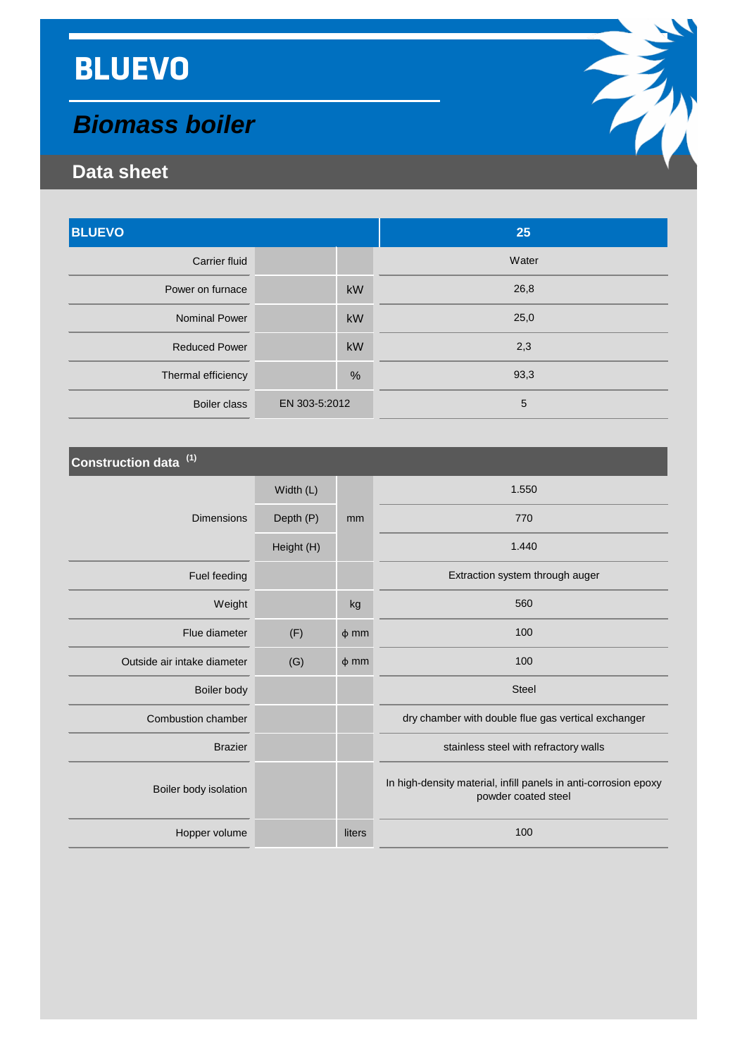# BLUEVO

## *Biomass boiler*

## Data sheet

| BLUEVO | | | 25 |
|---|---|---|---|
| Carrier fluid | | | Water |
| Power on furnace | | kW | 26,8 |
| Nominal Power | | kW | 25,0 |
| Reduced Power | | kW | 2,3 |
| Thermal efficiency | | % | 93,3 |
| Boiler class | EN 303-5:2012 | | 5 |

| Construction data [1] | | | |
|---|---|---|---|
| Dimensions | Width (L) | mm | 1.550 |
| | Depth (P) | | 770 |
| | Height (H) | | 1.440 |
| Fuel feeding | | | Extraction system through auger |
| Weight | | kg | 560 |
| Flue diameter | (F) | ϕ mm | 100 |
| Outside air intake diameter | (G) | ϕ mm | 100 |
| Boiler body | | | Steel |
| Combustion chamber | | | dry chamber with double flue gas vertical exchanger |
| Brazier | | | stainless steel with refractory walls |
| Boiler body isolation | | | In high-density material, infill panels in anti-corrosion epoxy powder coated steel |
| Hopper volume | | liters | 100 |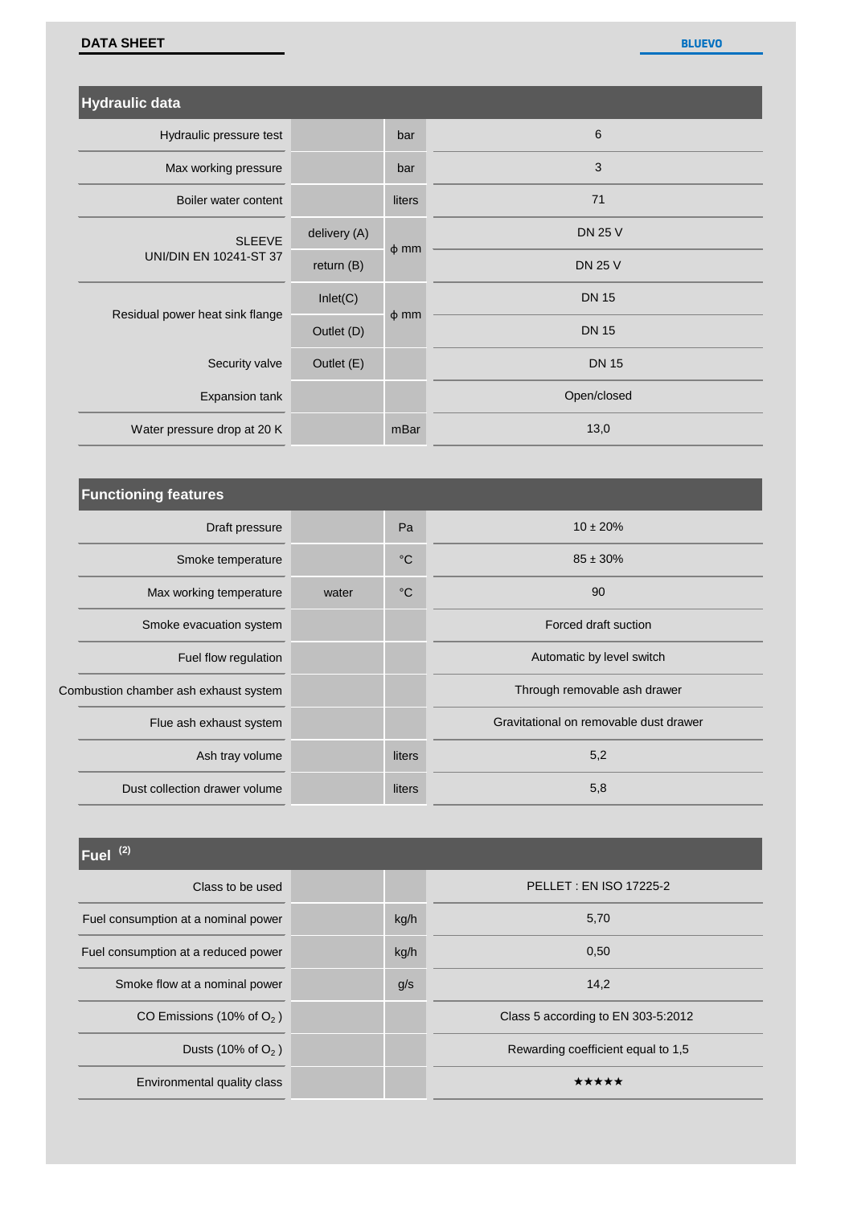## Hydraulic data

| Parameter | | Unit | Value |
|---|---|---|---|
| Hydraulic pressure test | | bar | 6 |
| Max working pressure | | bar | 3 |
| Boiler water content | | liters | 71 |
| SLEEVE UNI/DIN EN 10241-ST 37 | delivery (A) | ϕ mm | DN 25 V |
| | return (B) | | DN 25 V |
| Residual power heat sink flange | Inlet(C) | ϕ mm | DN 15 |
| | Outlet (D) | | DN 15 |
| Security valve | Outlet (E) | | DN 15 |
| Expansion tank | | | Open/closed |
| Water pressure drop at 20 K | | mBar | 13,0 |

## Functioning features

| Parameter | | Unit | Value |
|---|---|---|---|
| Draft pressure | | Pa | 10 ± 20% |
| Smoke temperature | | °C | 85 ± 30% |
| Max working temperature | water | °C | 90 |
| Smoke evacuation system | | | Forced draft suction |
| Fuel flow regulation | | | Automatic by level switch |
| Combustion chamber ash exhaust system | | | Through removable ash drawer |
| Flue ash exhaust system | | | Gravitational on removable dust drawer |
| Ash tray volume | | liters | 5,2 |
| Dust collection drawer volume | | liters | 5,8 |

## Fuel (2)

| Parameter | | Unit | Value |
|---|---|---|---|
| Class to be used | | | PELLET : EN ISO 17225-2 |
| Fuel consumption at a nominal power | | kg/h | 5,70 |
| Fuel consumption at a reduced power | | kg/h | 0,50 |
| Smoke flow at a nominal power | | g/s | 14,2 |
| CO Emissions (10% of $O_2$ ) | | | Class 5 according to EN 303-5:2012 |
| Dusts (10% of $O_2$ ) | | | Rewarding coefficient equal to 1,5 |
| Environmental quality class | | | ★★★★★ |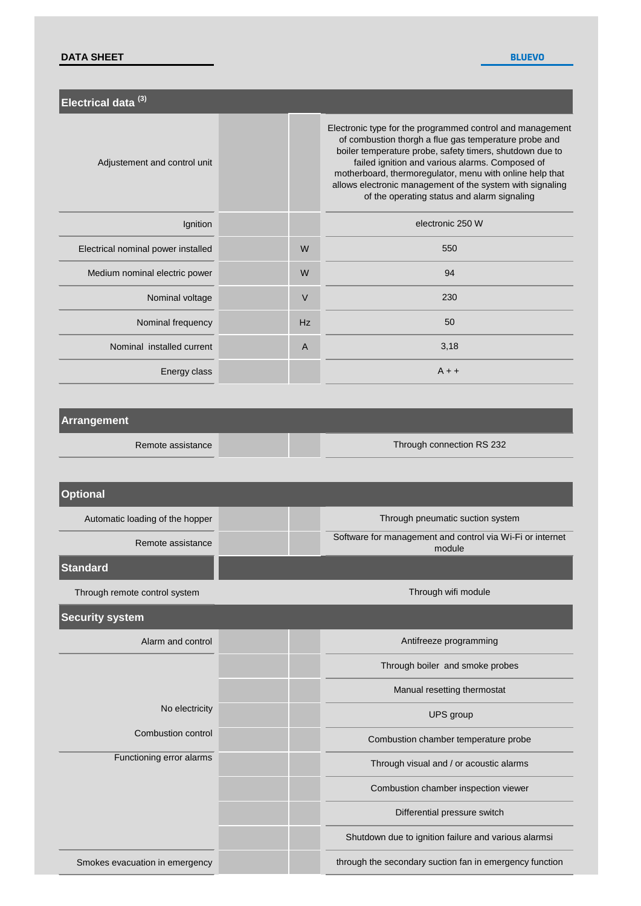**DATA SHEET** | **BLUEVO**

## Electrical data [(3)]

| | | | |
|---|---|---|---|
| Adjustement and control unit | | | Electronic type for the programmed control and management of combustion thorgh a flue gas temperature probe and boiler temperature probe, safety timers, shutdown due to failed ignition and various alarms. Composed of motherboard, thermoregulator, menu with online help that allows electronic management of the system with signaling of the operating status and alarm signaling |
| Ignition | | | electronic 250 W |
| Electrical nominal power installed | | W | 550 |
| Medium nominal electric power | | W | 94 |
| Nominal voltage | | V | 230 |
| Nominal frequency | | Hz | 50 |
| Nominal installed current | | A | 3,18 |
| Energy class | | | A + + |

## Arrangement

| | | | |
|---|---|---|---|
| Remote assistance | | | Through connection RS 232 |

## Optional

| | | | |
|---|---|---|---|
| Automatic loading of the hopper | | | Through pneumatic suction system |
| Remote assistance | | | Software for management and control via Wi-Fi or internet module |

## Standard

| | |
|---|---|
| Through remote control system | Through wifi module |

## Security system

| | | | |
|---|---|---|---|
| Alarm and control | | | Antifreeze programming |
| | | | Through boiler and smoke probes |
| | | | Manual resetting thermostat |
| No electricity | | | UPS group |
| Combustion control | | | Combustion chamber temperature probe |
| Functioning error alarms | | | Through visual and / or acoustic alarms |
| | | | Combustion chamber inspection viewer |
| | | | Differential pressure switch |
| | | | Shutdown due to ignition failure and various alarmsi |
| Smokes evacuation in emergency | | | through the secondary suction fan in emergency function |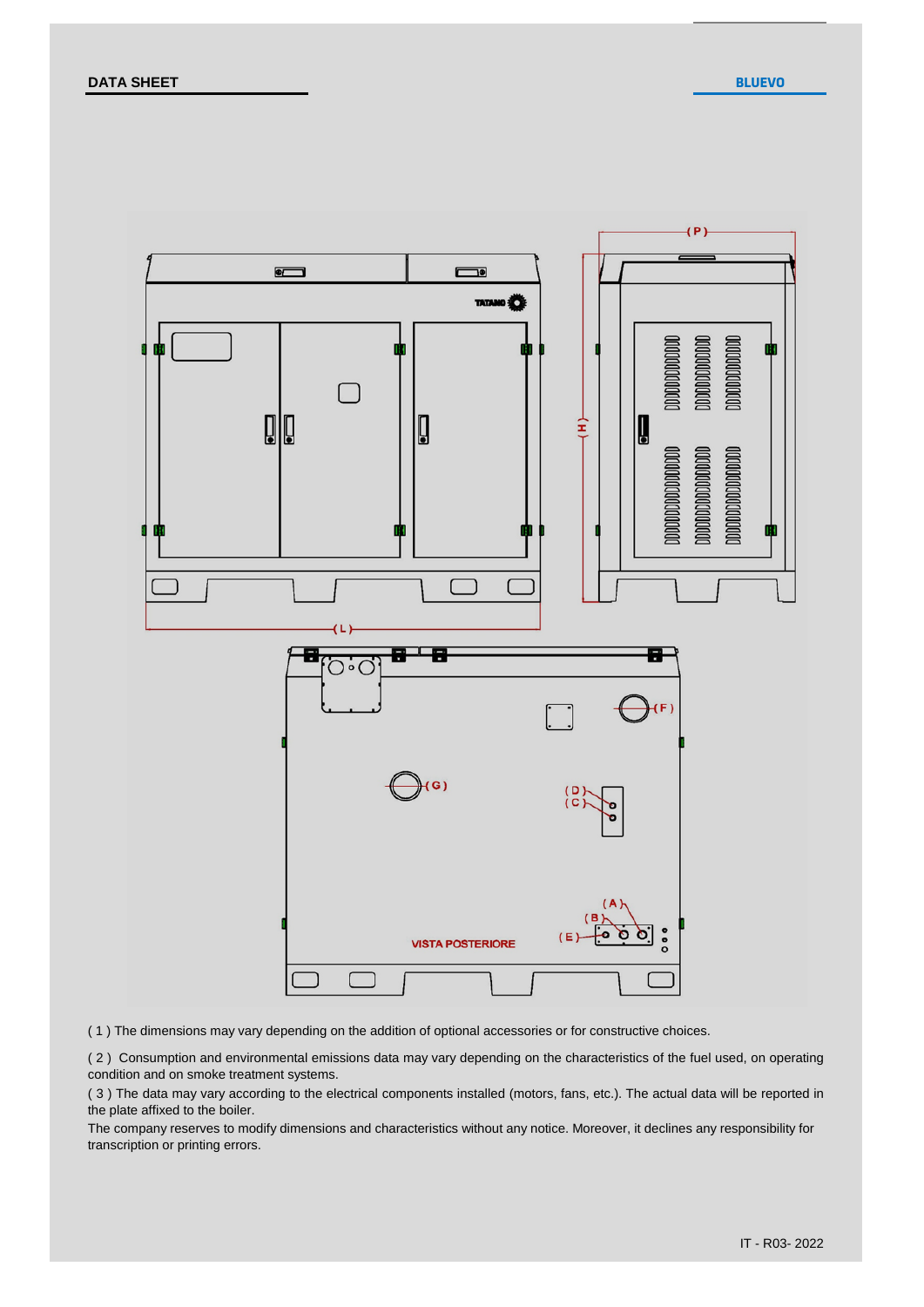DATA SHEET

BLUEVO

(P)

(H)

(L)

TATANO

(F)

(G)

(D)
(C)

(A)
(B)
(E)

VISTA POSTERIORE

( 1 ) The dimensions may vary depending on the addition of optional accessories or for constructive choices.

( 2 ) Consumption and environmental emissions data may vary depending on the characteristics of the fuel used, on operating condition and on smoke treatment systems.

( 3 ) The data may vary according to the electrical components installed (motors, fans, etc.). The actual data will be reported in the plate affixed to the boiler.

The company reserves to modify dimensions and characteristics without any notice. Moreover, it declines any responsibility for transcription or printing errors.

IT - R03- 2022